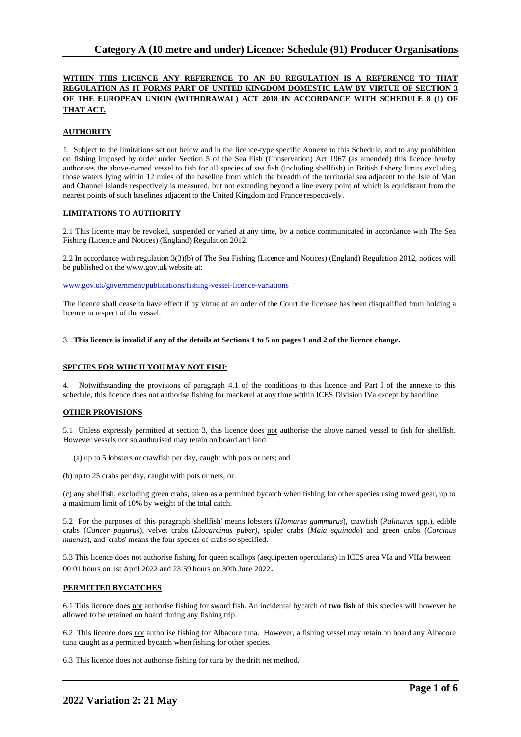# Category A (10 metre and under) Licence: Schedule (91) Producer Organisations

**WITHIN THIS LICENCE ANY REFERENCE TO AN EU REGULATION IS A REFERENCE TO THAT REGULATION AS IT FORMS PART OF UNITED KINGDOM DOMESTIC LAW BY VIRTUE OF SECTION 3 OF THE EUROPEAN UNION (WITHDRAWAL) ACT 2018 IN ACCORDANCE WITH SCHEDULE 8 (1) OF THAT ACT.**

## AUTHORITY

1. Subject to the limitations set out below and in the licence-type specific Annexe to this Schedule, and to any prohibition on fishing imposed by order under Section 5 of the Sea Fish (Conservation) Act 1967 (as amended) this licence hereby authorises the above-named vessel to fish for all species of sea fish (including shellfish) in British fishery limits excluding those waters lying within 12 miles of the baseline from which the breadth of the territorial sea adjacent to the Isle of Man and Channel Islands respectively is measured, but not extending beyond a line every point of which is equidistant from the nearest points of such baselines adjacent to the United Kingdom and France respectively.

## LIMITATIONS TO AUTHORITY

2.1 This licence may be revoked, suspended or varied at any time, by a notice communicated in accordance with The Sea Fishing (Licence and Notices) (England) Regulation 2012.

2.2 In accordance with regulation 3(3)(b) of The Sea Fishing (Licence and Notices) (England) Regulation 2012, notices will be published on the www.gov.uk website at:

www.gov.uk/government/publications/fishing-vessel-licence-variations

The licence shall cease to have effect if by virtue of an order of the Court the licensee has been disqualified from holding a licence in respect of the vessel.

3. **This licence is invalid if any of the details at Sections 1 to 5 on pages 1 and 2 of the licence change.**

## SPECIES FOR WHICH YOU MAY NOT FISH:

4. Notwithstanding the provisions of paragraph 4.1 of the conditions to this licence and Part I of the annexe to this schedule, this licence does not authorise fishing for mackerel at any time within ICES Division IVa except by handline.

## OTHER PROVISIONS

5.1 Unless expressly permitted at section 3, this licence does not authorise the above named vessel to fish for shellfish. However vessels not so authorised may retain on board and land:

(a) up to 5 lobsters or crawfish per day, caught with pots or nets; and

(b) up to 25 crabs per day, caught with pots or nets; or

(c) any shellfish, excluding green crabs, taken as a permitted bycatch when fishing for other species using towed gear, up to a maximum limit of 10% by weight of the total catch.

5.2 For the purposes of this paragraph 'shellfish' means lobsters (*Homarus gammarus*), crawfish (*Palinurus* spp.), edible crabs (*Cancer pagurus*), velvet crabs (*Liocarcinus puber),* spider crabs (*Maia squinado*) and green crabs (*Carcinus maenas*), and 'crabs' means the four species of crabs so specified.

5.3 This licence does not authorise fishing for queen scallops (aequipecten opercularis) in ICES area VIa and VIIa between 00:01 hours on 1st April 2022 and 23:59 hours on 30th June 2022.

## PERMITTED BYCATCHES

6.1 This licence does not authorise fishing for sword fish. An incidental bycatch of **two fish** of this species will however be allowed to be retained on board during any fishing trip.

6.2 This licence does not authorise fishing for Albacore tuna. However, a fishing vessel may retain on board any Albacore tuna caught as a permitted bycatch when fishing for other species.

6.3 This licence does not authorise fishing for tuna by the drift net method.

**2022 Variation 2: 21 May**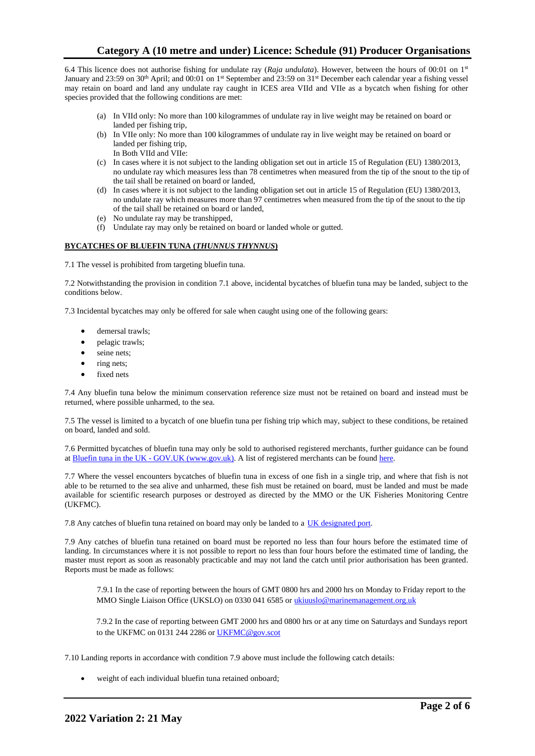6.4 This licence does not authorise fishing for undulate ray (*Raja undulata*). However, between the hours of 00:01 on 1st January and 23:59 on 30th April; and 00:01 on 1st September and 23:59 on 31st December each calendar year a fishing vessel may retain on board and land any undulate ray caught in ICES area VIId and VIIe as a bycatch when fishing for other species provided that the following conditions are met:

(a) In VIId only: No more than 100 kilogrammes of undulate ray in live weight may be retained on board or landed per fishing trip,
(b) In VIIe only: No more than 100 kilogrammes of undulate ray in live weight may be retained on board or landed per fishing trip,
In Both VIId and VIIe:
(c) In cases where it is not subject to the landing obligation set out in article 15 of Regulation (EU) 1380/2013, no undulate ray which measures less than 78 centimetres when measured from the tip of the snout to the tip of the tail shall be retained on board or landed,
(d) In cases where it is not subject to the landing obligation set out in article 15 of Regulation (EU) 1380/2013, no undulate ray which measures more than 97 centimetres when measured from the tip of the snout to the tip of the tail shall be retained on board or landed,
(e) No undulate ray may be transhipped,
(f) Undulate ray may only be retained on board or landed whole or gutted.

**BYCATCHES OF BLUEFIN TUNA (*THUNNUS THYNNUS*)**

7.1 The vessel is prohibited from targeting bluefin tuna.

7.2 Notwithstanding the provision in condition 7.1 above, incidental bycatches of bluefin tuna may be landed, subject to the conditions below.

7.3 Incidental bycatches may only be offered for sale when caught using one of the following gears:

- demersal trawls;
- pelagic trawls;
- seine nets;
- ring nets;
- fixed nets

7.4 Any bluefin tuna below the minimum conservation reference size must not be retained on board and instead must be returned, where possible unharmed, to the sea.

7.5 The vessel is limited to a bycatch of one bluefin tuna per fishing trip which may, subject to these conditions, be retained on board, landed and sold.

7.6 Permitted bycatches of bluefin tuna may only be sold to authorised registered merchants, further guidance can be found at Bluefin tuna in the UK - GOV.UK (www.gov.uk). A list of registered merchants can be found here.

7.7 Where the vessel encounters bycatches of bluefin tuna in excess of one fish in a single trip, and where that fish is not able to be returned to the sea alive and unharmed, these fish must be retained on board, must be landed and must be made available for scientific research purposes or destroyed as directed by the MMO or the UK Fisheries Monitoring Centre (UKFMC).

7.8 Any catches of bluefin tuna retained on board may only be landed to a UK designated port.

7.9 Any catches of bluefin tuna retained on board must be reported no less than four hours before the estimated time of landing. In circumstances where it is not possible to report no less than four hours before the estimated time of landing, the master must report as soon as reasonably practicable and may not land the catch until prior authorisation has been granted. Reports must be made as follows:

7.9.1 In the case of reporting between the hours of GMT 0800 hrs and 2000 hrs on Monday to Friday report to the MMO Single Liaison Office (UKSLO) on 0330 041 6585 or ukiuuslo@marinemanagement.org.uk

7.9.2 In the case of reporting between GMT 2000 hrs and 0800 hrs or at any time on Saturdays and Sundays report to the UKFMC on 0131 244 2286 or UKFMC@gov.scot

7.10 Landing reports in accordance with condition 7.9 above must include the following catch details:

- weight of each individual bluefin tuna retained onboard;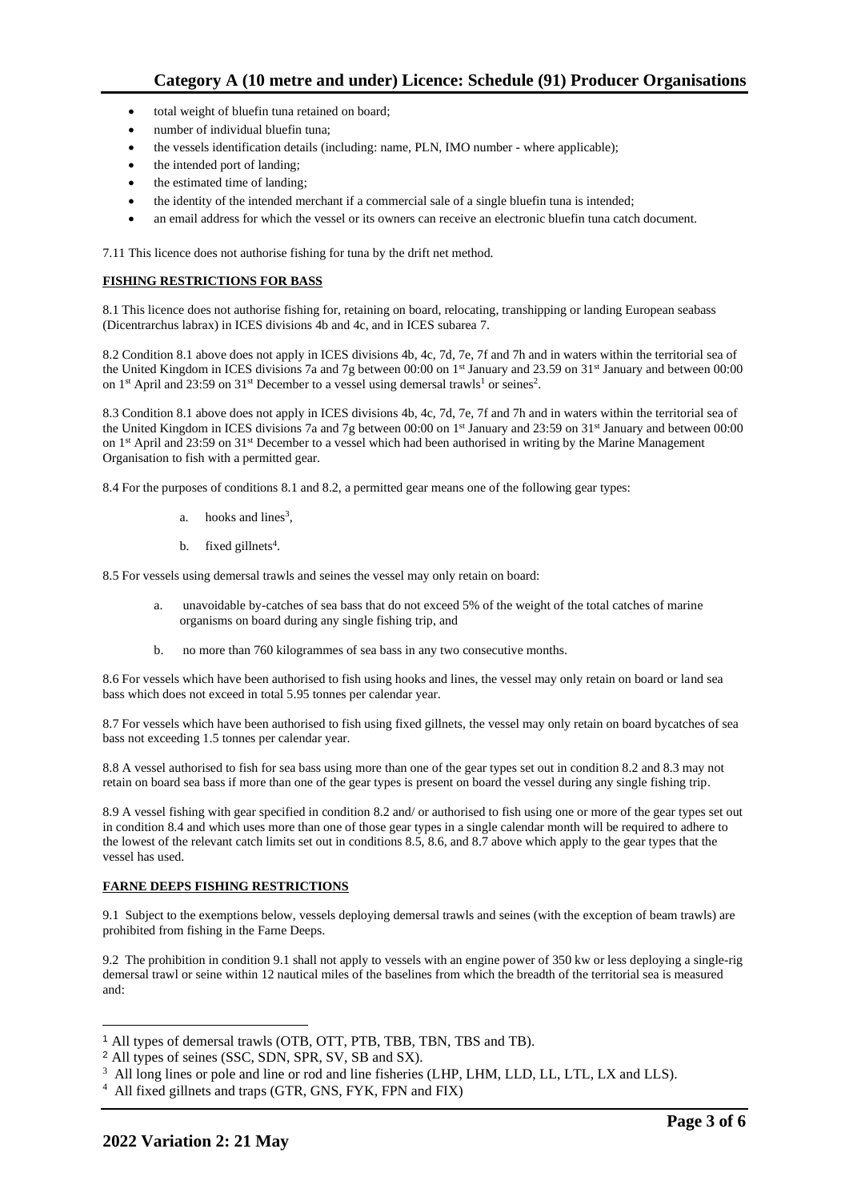- total weight of bluefin tuna retained on board;
- number of individual bluefin tuna;
- the vessels identification details (including: name, PLN, IMO number - where applicable);
- the intended port of landing;
- the estimated time of landing;
- the identity of the intended merchant if a commercial sale of a single bluefin tuna is intended;
- an email address for which the vessel or its owners can receive an electronic bluefin tuna catch document.

7.11 This licence does not authorise fishing for tuna by the drift net method.

**FISHING RESTRICTIONS FOR BASS**

8.1 This licence does not authorise fishing for, retaining on board, relocating, transhipping or landing European seabass (Dicentrarchus labrax) in ICES divisions 4b and 4c, and in ICES subarea 7.

8.2 Condition 8.1 above does not apply in ICES divisions 4b, 4c, 7d, 7e, 7f and 7h and in waters within the territorial sea of the United Kingdom in ICES divisions 7a and 7g between 00:00 on 1st January and 23.59 on 31st January and between 00:00 on 1st April and 23:59 on 31st December to a vessel using demersal trawls[1] or seines[2].

8.3 Condition 8.1 above does not apply in ICES divisions 4b, 4c, 7d, 7e, 7f and 7h and in waters within the territorial sea of the United Kingdom in ICES divisions 7a and 7g between 00:00 on 1st January and 23:59 on 31st January and between 00:00 on 1st April and 23:59 on 31st December to a vessel which had been authorised in writing by the Marine Management Organisation to fish with a permitted gear.

8.4 For the purposes of conditions 8.1 and 8.2, a permitted gear means one of the following gear types:

a. hooks and lines[3],

b. fixed gillnets[4].

8.5 For vessels using demersal trawls and seines the vessel may only retain on board:

a. unavoidable by-catches of sea bass that do not exceed 5% of the weight of the total catches of marine organisms on board during any single fishing trip, and

b. no more than 760 kilogrammes of sea bass in any two consecutive months.

8.6 For vessels which have been authorised to fish using hooks and lines, the vessel may only retain on board or land sea bass which does not exceed in total 5.95 tonnes per calendar year.

8.7 For vessels which have been authorised to fish using fixed gillnets, the vessel may only retain on board bycatches of sea bass not exceeding 1.5 tonnes per calendar year.

8.8 A vessel authorised to fish for sea bass using more than one of the gear types set out in condition 8.2 and 8.3 may not retain on board sea bass if more than one of the gear types is present on board the vessel during any single fishing trip.

8.9 A vessel fishing with gear specified in condition 8.2 and/ or authorised to fish using one or more of the gear types set out in condition 8.4 and which uses more than one of those gear types in a single calendar month will be required to adhere to the lowest of the relevant catch limits set out in conditions 8.5, 8.6, and 8.7 above which apply to the gear types that the vessel has used.

**FARNE DEEPS FISHING RESTRICTIONS**

9.1 Subject to the exemptions below, vessels deploying demersal trawls and seines (with the exception of beam trawls) are prohibited from fishing in the Farne Deeps.

9.2 The prohibition in condition 9.1 shall not apply to vessels with an engine power of 350 kw or less deploying a single-rig demersal trawl or seine within 12 nautical miles of the baselines from which the breadth of the territorial sea is measured and:

---

[1] All types of demersal trawls (OTB, OTT, PTB, TBB, TBN, TBS and TB).

[2] All types of seines (SSC, SDN, SPR, SV, SB and SX).

[3] All long lines or pole and line or rod and line fisheries (LHP, LHM, LLD, LL, LTL, LX and LLS).

[4] All fixed gillnets and traps (GTR, GNS, FYK, FPN and FIX)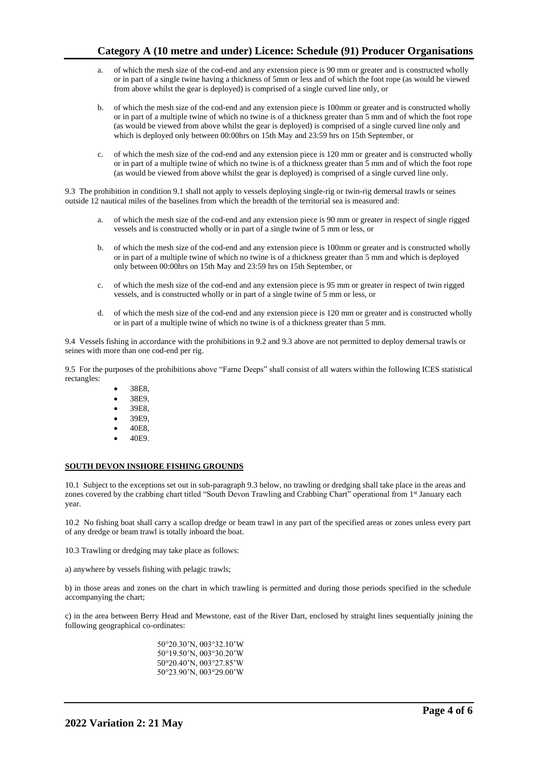a. of which the mesh size of the cod-end and any extension piece is 90 mm or greater and is constructed wholly or in part of a single twine having a thickness of 5mm or less and of which the foot rope (as would be viewed from above whilst the gear is deployed) is comprised of a single curved line only, or

b. of which the mesh size of the cod-end and any extension piece is 100mm or greater and is constructed wholly or in part of a multiple twine of which no twine is of a thickness greater than 5 mm and of which the foot rope (as would be viewed from above whilst the gear is deployed) is comprised of a single curved line only and which is deployed only between 00:00hrs on 15th May and 23:59 hrs on 15th September, or

c. of which the mesh size of the cod-end and any extension piece is 120 mm or greater and is constructed wholly or in part of a multiple twine of which no twine is of a thickness greater than 5 mm and of which the foot rope (as would be viewed from above whilst the gear is deployed) is comprised of a single curved line only.

9.3 The prohibition in condition 9.1 shall not apply to vessels deploying single-rig or twin-rig demersal trawls or seines outside 12 nautical miles of the baselines from which the breadth of the territorial sea is measured and:

a. of which the mesh size of the cod-end and any extension piece is 90 mm or greater in respect of single rigged vessels and is constructed wholly or in part of a single twine of 5 mm or less, or

b. of which the mesh size of the cod-end and any extension piece is 100mm or greater and is constructed wholly or in part of a multiple twine of which no twine is of a thickness greater than 5 mm and which is deployed only between 00:00hrs on 15th May and 23:59 hrs on 15th September, or

c. of which the mesh size of the cod-end and any extension piece is 95 mm or greater in respect of twin rigged vessels, and is constructed wholly or in part of a single twine of 5 mm or less, or

d. of which the mesh size of the cod-end and any extension piece is 120 mm or greater and is constructed wholly or in part of a multiple twine of which no twine is of a thickness greater than 5 mm.

9.4 Vessels fishing in accordance with the prohibitions in 9.2 and 9.3 above are not permitted to deploy demersal trawls or seines with more than one cod-end per rig.

9.5 For the purposes of the prohibitions above "Farne Deeps" shall consist of all waters within the following ICES statistical rectangles:

- 38E8,
- 38E9,
- 39E8,
- 39E9,
- 40E8,
- 40E9.

**SOUTH DEVON INSHORE FISHING GROUNDS**

10.1 Subject to the exceptions set out in sub-paragraph 9.3 below, no trawling or dredging shall take place in the areas and zones covered by the crabbing chart titled "South Devon Trawling and Crabbing Chart" operational from 1st January each year.

10.2 No fishing boat shall carry a scallop dredge or beam trawl in any part of the specified areas or zones unless every part of any dredge or beam trawl is totally inboard the boat.

10.3 Trawling or dredging may take place as follows:

a) anywhere by vessels fishing with pelagic trawls;

b) in those areas and zones on the chart in which trawling is permitted and during those periods specified in the schedule accompanying the chart;

c) in the area between Berry Head and Mewstone, east of the River Dart, enclosed by straight lines sequentially joining the following geographical co-ordinates:

50°20.30'N, 003°32.10'W
50°19.50'N, 003°30.20'W
50°20.40'N, 003°27.85'W
50°23.90'N, 003°29.00'W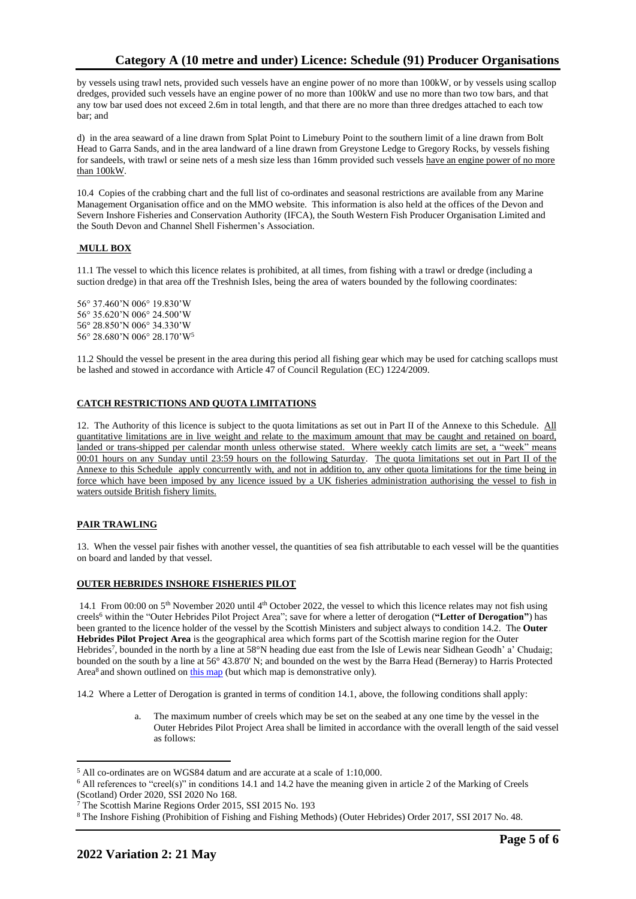by vessels using trawl nets, provided such vessels have an engine power of no more than 100kW, or by vessels using scallop dredges, provided such vessels have an engine power of no more than 100kW and use no more than two tow bars, and that any tow bar used does not exceed 2.6m in total length, and that there are no more than three dredges attached to each tow bar; and

d) in the area seaward of a line drawn from Splat Point to Limebury Point to the southern limit of a line drawn from Bolt Head to Garra Sands, and in the area landward of a line drawn from Greystone Ledge to Gregory Rocks, by vessels fishing for sandeels, with trawl or seine nets of a mesh size less than 16mm provided such vessels have an engine power of no more than 100kW.

10.4 Copies of the crabbing chart and the full list of co-ordinates and seasonal restrictions are available from any Marine Management Organisation office and on the MMO website. This information is also held at the offices of the Devon and Severn Inshore Fisheries and Conservation Authority (IFCA), the South Western Fish Producer Organisation Limited and the South Devon and Channel Shell Fishermen's Association.

## MULL BOX

11.1 The vessel to which this licence relates is prohibited, at all times, from fishing with a trawl or dredge (including a suction dredge) in that area off the Treshnish Isles, being the area of waters bounded by the following coordinates:

56° 37.460'N 006° 19.830'W
56° 35.620'N 006° 24.500'W
56° 28.850'N 006° 34.330'W
56° 28.680'N 006° 28.170'W[5]

11.2 Should the vessel be present in the area during this period all fishing gear which may be used for catching scallops must be lashed and stowed in accordance with Article 47 of Council Regulation (EC) 1224/2009.

## CATCH RESTRICTIONS AND QUOTA LIMITATIONS

12. The Authority of this licence is subject to the quota limitations as set out in Part II of the Annexe to this Schedule. All quantitative limitations are in live weight and relate to the maximum amount that may be caught and retained on board, landed or trans-shipped per calendar month unless otherwise stated. Where weekly catch limits are set, a "week" means 00:01 hours on any Sunday until 23:59 hours on the following Saturday. The quota limitations set out in Part II of the Annexe to this Schedule apply concurrently with, and not in addition to, any other quota limitations for the time being in force which have been imposed by any licence issued by a UK fisheries administration authorising the vessel to fish in waters outside British fishery limits.

## PAIR TRAWLING

13. When the vessel pair fishes with another vessel, the quantities of sea fish attributable to each vessel will be the quantities on board and landed by that vessel.

## OUTER HEBRIDES INSHORE FISHERIES PILOT

14.1 From 00:00 on 5th November 2020 until 4th October 2022, the vessel to which this licence relates may not fish using creels[6] within the "Outer Hebrides Pilot Project Area"; save for where a letter of derogation (**"Letter of Derogation"**) has been granted to the licence holder of the vessel by the Scottish Ministers and subject always to condition 14.2. The **Outer Hebrides Pilot Project Area** is the geographical area which forms part of the Scottish marine region for the Outer Hebrides[7], bounded in the north by a line at 58°N heading due east from the Isle of Lewis near Sidhean Geodh' a' Chudaig; bounded on the south by a line at 56° 43.870' N; and bounded on the west by the Barra Head (Berneray) to Harris Protected Area[8] and shown outlined on this map (but which map is demonstrative only).

14.2 Where a Letter of Derogation is granted in terms of condition 14.1, above, the following conditions shall apply:

a. The maximum number of creels which may be set on the seabed at any one time by the vessel in the Outer Hebrides Pilot Project Area shall be limited in accordance with the overall length of the said vessel as follows:

---

[5] All co-ordinates are on WGS84 datum and are accurate at a scale of 1:10,000.
[6] All references to "creel(s)" in conditions 14.1 and 14.2 have the meaning given in article 2 of the Marking of Creels (Scotland) Order 2020, SSI 2020 No 168.
[7] The Scottish Marine Regions Order 2015, SSI 2015 No. 193
[8] The Inshore Fishing (Prohibition of Fishing and Fishing Methods) (Outer Hebrides) Order 2017, SSI 2017 No. 48.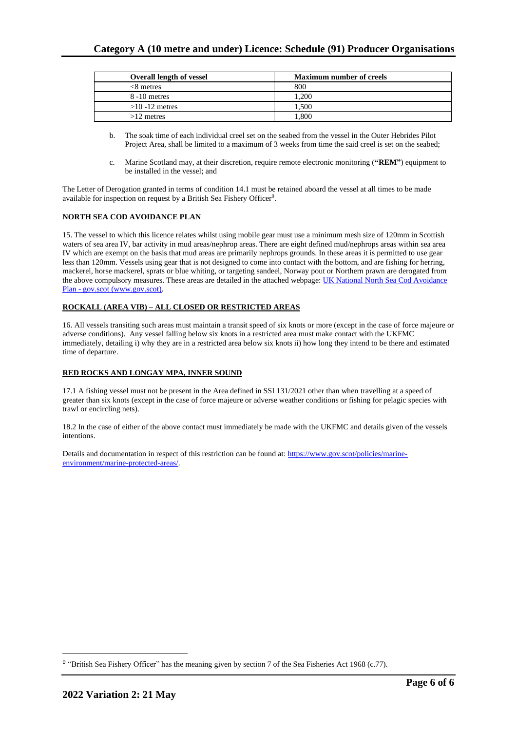| Overall length of vessel | Maximum number of creels |
|---|---|
| <8 metres | 800 |
| 8 -10 metres | 1,200 |
| >10 -12 metres | 1,500 |
| >12 metres | 1,800 |

b. The soak time of each individual creel set on the seabed from the vessel in the Outer Hebrides Pilot Project Area, shall be limited to a maximum of 3 weeks from time the said creel is set on the seabed;

c. Marine Scotland may, at their discretion, require remote electronic monitoring (**"REM"**) equipment to be installed in the vessel; and

The Letter of Derogation granted in terms of condition 14.1 must be retained aboard the vessel at all times to be made available for inspection on request by a British Sea Fishery Officer[9].

**NORTH SEA COD AVOIDANCE PLAN**

15. The vessel to which this licence relates whilst using mobile gear must use a minimum mesh size of 120mm in Scottish waters of sea area IV, bar activity in mud areas/nephrop areas. There are eight defined mud/nephrops areas within sea area IV which are exempt on the basis that mud areas are primarily nephrops grounds. In these areas it is permitted to use gear less than 120mm. Vessels using gear that is not designed to come into contact with the bottom, and are fishing for herring, mackerel, horse mackerel, sprats or blue whiting, or targeting sandeel, Norway pout or Northern prawn are derogated from the above compulsory measures. These areas are detailed in the attached webpage: [UK National North Sea Cod Avoidance Plan - gov.scot (www.gov.scot).](www.gov.scot)

**ROCKALL (AREA VIB) – ALL CLOSED OR RESTRICTED AREAS**

16. All vessels transiting such areas must maintain a transit speed of six knots or more (except in the case of force majeure or adverse conditions). Any vessel falling below six knots in a restricted area must make contact with the UKFMC immediately, detailing i) why they are in a restricted area below six knots ii) how long they intend to be there and estimated time of departure.

**RED ROCKS AND LONGAY MPA, INNER SOUND**

17.1 A fishing vessel must not be present in the Area defined in SSI 131/2021 other than when travelling at a speed of greater than six knots (except in the case of force majeure or adverse weather conditions or fishing for pelagic species with trawl or encircling nets).

18.2 In the case of either of the above contact must immediately be made with the UKFMC and details given of the vessels intentions.

Details and documentation in respect of this restriction can be found at: https://www.gov.scot/policies/marine-environment/marine-protected-areas/.

[9] "British Sea Fishery Officer" has the meaning given by section 7 of the Sea Fisheries Act 1968 (c.77).